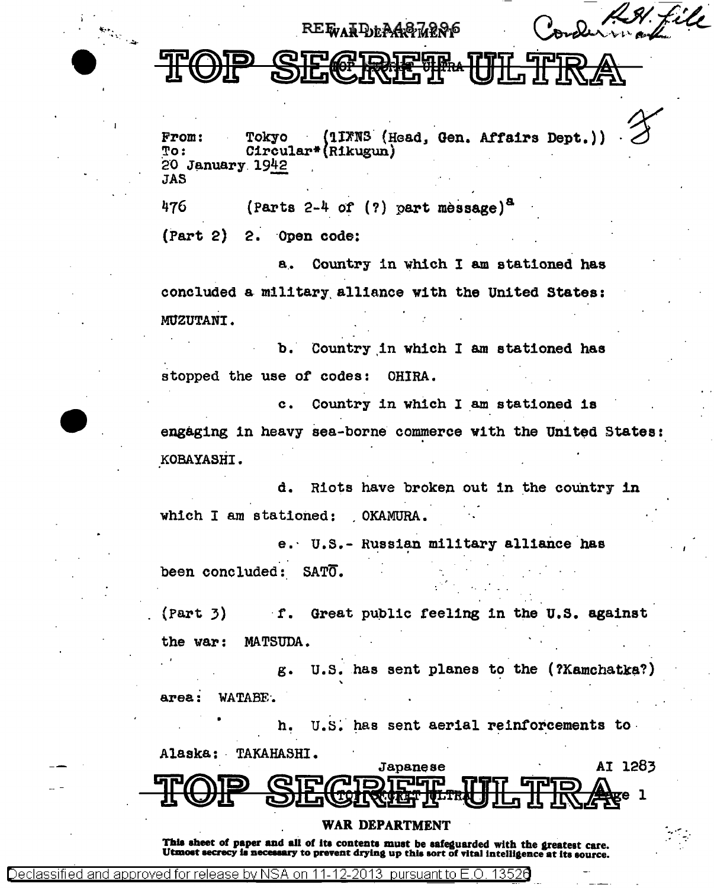REF ID:A487896

WAR DEPARTMENT

Conderman R.H. file

# TOP SECRET ULTRA

From: Tokyo (1IXN3 (Head, Gen. Affairs Dept.))
To: Circular* (Rikugun)
20 January 1942
JAS

476 (Parts 2-4 of (?) part message)[a]

(Part 2) 2. Open code:

a. Country in which I am stationed has concluded a military alliance with the United States: MUZUTANI.

b. Country in which I am stationed has stopped the use of codes: OHIRA.

c. Country in which I am stationed is engaging in heavy sea-borne commerce with the United States: KOBAYASHI.

d. Riots have broken out in the country in which I am stationed: OKAMURA.

e. U.S.- Russian military alliance has been concluded: SATŌ.

(Part 3) f. Great public feeling in the U.S. against the war: MATSUDA.

g. U.S. has sent planes to the (?Kamchatka?) area: WATABE.

h. U.S. has sent aerial reinforcements to Alaska: TAKAHASHI.

Japanese AI 1283

TOP SECRET ULTRA

WAR DEPARTMENT

**This sheet of paper and all of its contents must be safeguarded with the greatest care. Utmost secrecy is necessary to prevent drying up this sort of vital intelligence at its source.**

Declassified and approved for release by NSA on 11-12-2013 pursuant to E.O. 13526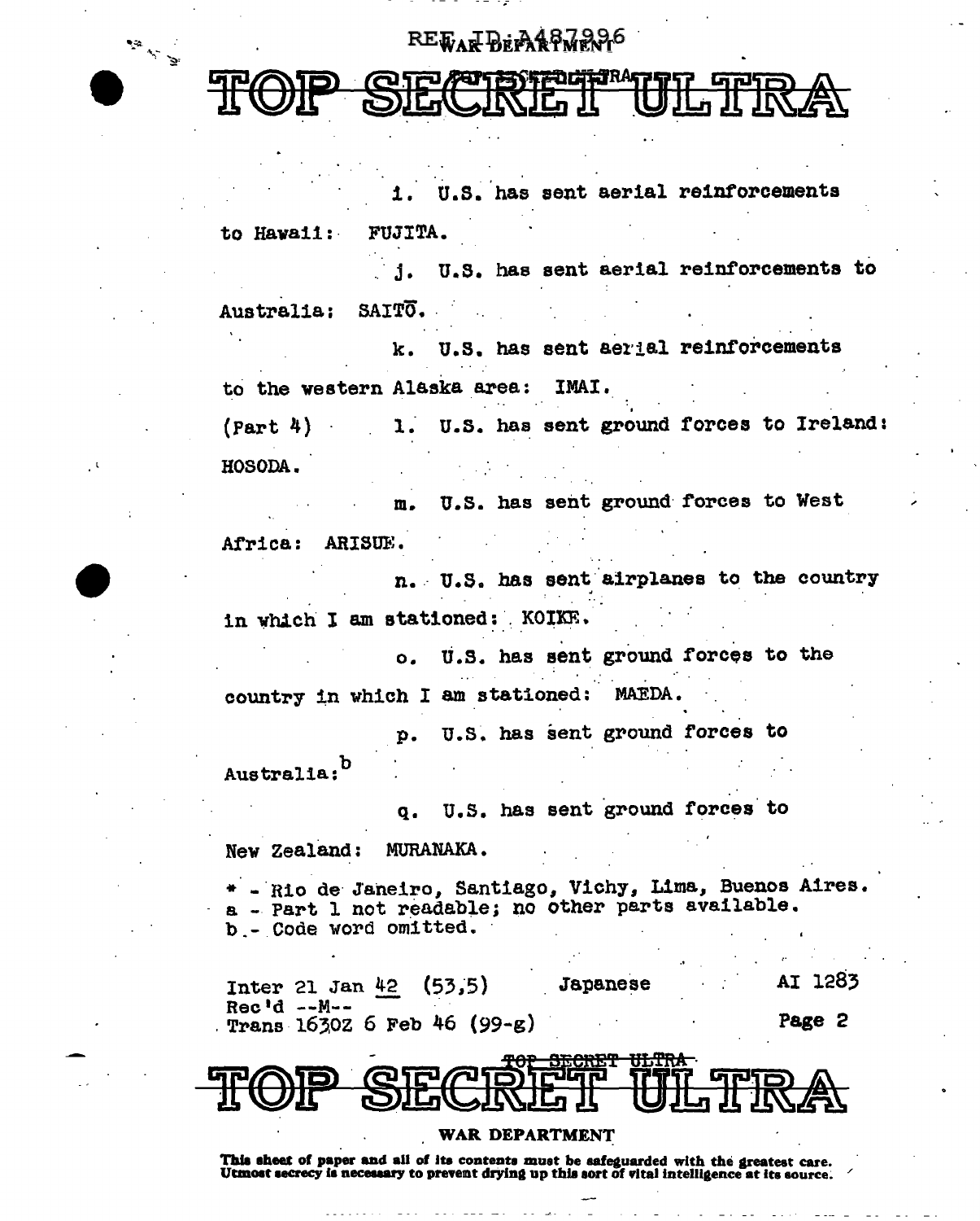TOP SECRET ULTRA

i. U.S. has sent aerial reinforcements to Hawaii: FUJITA.

j. U.S. has sent aerial reinforcements to Australia: SAITŌ.

k. U.S. has sent aerial reinforcements to the western Alaska area: IMAI.

(Part 4) l. U.S. has sent ground forces to Ireland: HOSODA.

m. U.S. has sent ground forces to West Africa: ARISUE.

n. U.S. has sent airplanes to the country in which I am stationed: KOIKE.

o. U.S. has sent ground forces to the country in which I am stationed: MAEDA.

p. U.S. has sent ground forces to Australia:[b]

q. U.S. has sent ground forces to New Zealand: MURANAKA.

* - Rio de Janeiro, Santiago, Vichy, Lima, Buenos Aires.
a - Part 1 not readable; no other parts available.
b - Code word omitted.

Inter 21 Jan 42 (53,5) Japanese AI 1283
Rec'd --M--
Trans 1630Z 6 Feb 46 (99-g)

TOP SECRET ULTRA

WAR DEPARTMENT

**This sheet of paper and all of its contents must be safeguarded with the greatest care. Utmost secrecy is necessary to prevent drying up this sort of vital intelligence at its source.**